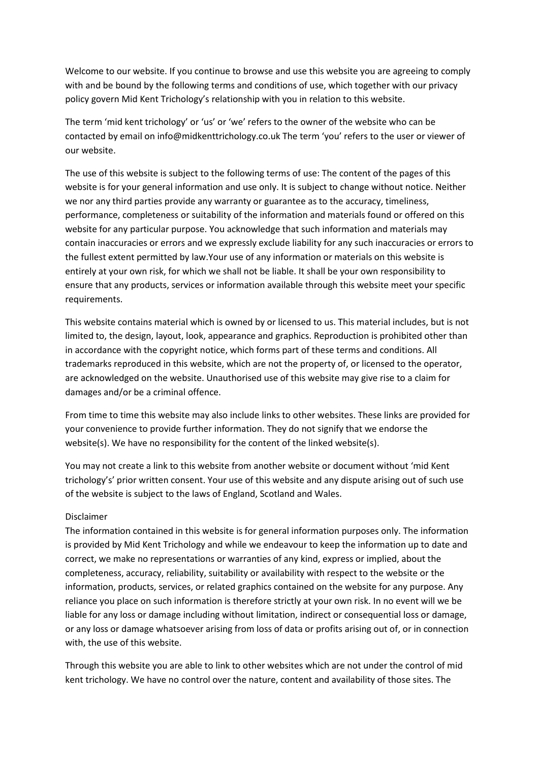Welcome to our website. If you continue to browse and use this website you are agreeing to comply with and be bound by the following terms and conditions of use, which together with our privacy policy govern Mid Kent Trichology's relationship with you in relation to this website.

The term 'mid kent trichology' or 'us' or 'we' refers to the owner of the website who can be contacted by email on info@midkenttrichology.co.uk The term 'you' refers to the user or viewer of our website.

The use of this website is subject to the following terms of use: The content of the pages of this website is for your general information and use only. It is subject to change without notice. Neither we nor any third parties provide any warranty or guarantee as to the accuracy, timeliness, performance, completeness or suitability of the information and materials found or offered on this website for any particular purpose. You acknowledge that such information and materials may contain inaccuracies or errors and we expressly exclude liability for any such inaccuracies or errors to the fullest extent permitted by law.Your use of any information or materials on this website is entirely at your own risk, for which we shall not be liable. It shall be your own responsibility to ensure that any products, services or information available through this website meet your specific requirements.

This website contains material which is owned by or licensed to us. This material includes, but is not limited to, the design, layout, look, appearance and graphics. Reproduction is prohibited other than in accordance with the copyright notice, which forms part of these terms and conditions. All trademarks reproduced in this website, which are not the property of, or licensed to the operator, are acknowledged on the website. Unauthorised use of this website may give rise to a claim for damages and/or be a criminal offence.

From time to time this website may also include links to other websites. These links are provided for your convenience to provide further information. They do not signify that we endorse the website(s). We have no responsibility for the content of the linked website(s).

You may not create a link to this website from another website or document without 'mid Kent trichology's' prior written consent. Your use of this website and any dispute arising out of such use of the website is subject to the laws of England, Scotland and Wales.

Disclaimer

The information contained in this website is for general information purposes only. The information is provided by Mid Kent Trichology and while we endeavour to keep the information up to date and correct, we make no representations or warranties of any kind, express or implied, about the completeness, accuracy, reliability, suitability or availability with respect to the website or the information, products, services, or related graphics contained on the website for any purpose. Any reliance you place on such information is therefore strictly at your own risk. In no event will we be liable for any loss or damage including without limitation, indirect or consequential loss or damage, or any loss or damage whatsoever arising from loss of data or profits arising out of, or in connection with, the use of this website.

Through this website you are able to link to other websites which are not under the control of mid kent trichology. We have no control over the nature, content and availability of those sites. The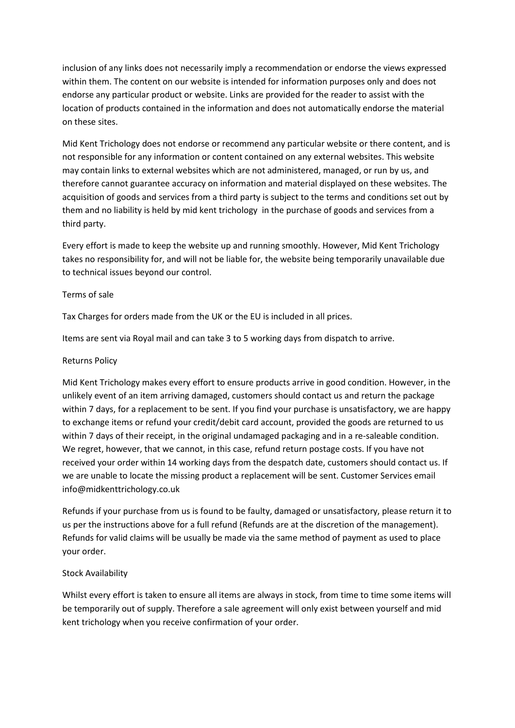inclusion of any links does not necessarily imply a recommendation or endorse the views expressed within them. The content on our website is intended for information purposes only and does not endorse any particular product or website. Links are provided for the reader to assist with the location of products contained in the information and does not automatically endorse the material on these sites.

Mid Kent Trichology does not endorse or recommend any particular website or there content, and is not responsible for any information or content contained on any external websites. This website may contain links to external websites which are not administered, managed, or run by us, and therefore cannot guarantee accuracy on information and material displayed on these websites. The acquisition of goods and services from a third party is subject to the terms and conditions set out by them and no liability is held by mid kent trichology in the purchase of goods and services from a third party.

Every effort is made to keep the website up and running smoothly. However, Mid Kent Trichology takes no responsibility for, and will not be liable for, the website being temporarily unavailable due to technical issues beyond our control.

## Terms of sale

Tax Charges for orders made from the UK or the EU is included in all prices.

Items are sent via Royal mail and can take 3 to 5 working days from dispatch to arrive.

## Returns Policy

Mid Kent Trichology makes every effort to ensure products arrive in good condition. However, in the unlikely event of an item arriving damaged, customers should contact us and return the package within 7 days, for a replacement to be sent. If you find your purchase is unsatisfactory, we are happy to exchange items or refund your credit/debit card account, provided the goods are returned to us within 7 days of their receipt, in the original undamaged packaging and in a re-saleable condition. We regret, however, that we cannot, in this case, refund return postage costs. If you have not received your order within 14 working days from the despatch date, customers should contact us. If we are unable to locate the missing product a replacement will be sent. Customer Services email info@midkenttrichology.co.uk

Refunds if your purchase from us is found to be faulty, damaged or unsatisfactory, please return it to us per the instructions above for a full refund (Refunds are at the discretion of the management). Refunds for valid claims will be usually be made via the same method of payment as used to place your order.

## Stock Availability

Whilst every effort is taken to ensure all items are always in stock, from time to time some items will be temporarily out of supply. Therefore a sale agreement will only exist between yourself and mid kent trichology when you receive confirmation of your order.